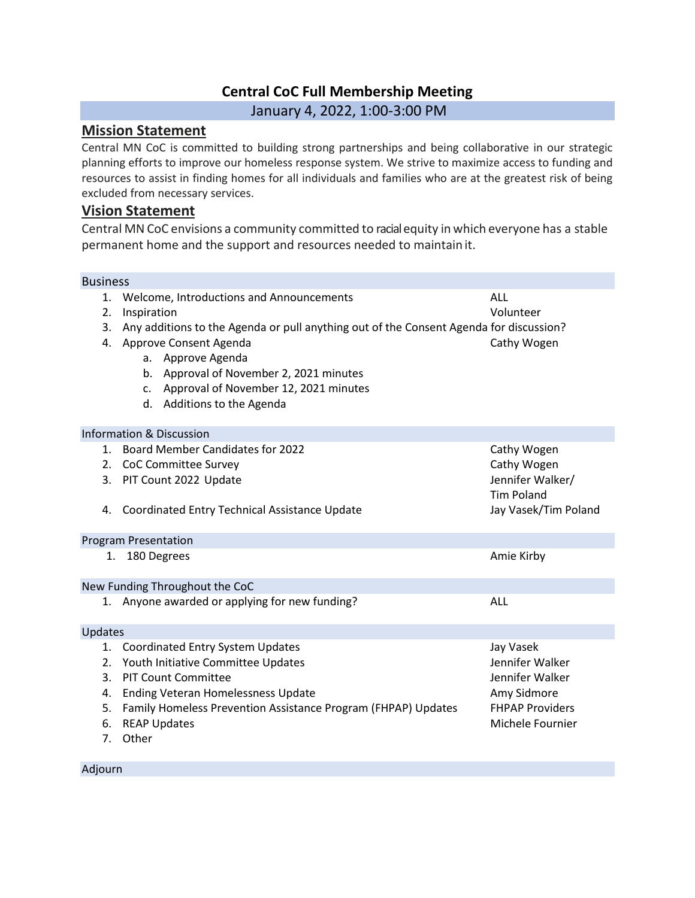# Central CoC Full Membership Meeting

January 4, 2022, 1:00-3:00 PM

## Mission Statement

Central MN CoC is committed to building strong partnerships and being collaborative in our strategic planning efforts to improve our homeless response system. We strive to maximize access to funding and resources to assist in finding homes for all individuals and families who are at the greatest risk of being excluded from necessary services.

## Vision Statement

Central MN CoC envisions a community committed to racial equity in which everyone has a stable permanent home and the support and resources needed to maintain it.

| Business | |
|---|---|
| 1. Welcome, Introductions and Announcements | ALL |
| 2. Inspiration | Volunteer |
| 3. Any additions to the Agenda or pull anything out of the Consent Agenda for discussion? | |
| 4. Approve Consent Agenda | Cathy Wogen |
| a. Approve Agenda | |
| b. Approval of November 2, 2021 minutes | |
| c. Approval of November 12, 2021 minutes | |
| d. Additions to the Agenda | |

| Information & Discussion | |
|---|---|
| 1. Board Member Candidates for 2022 | Cathy Wogen |
| 2. CoC Committee Survey | Cathy Wogen |
| 3. PIT Count 2022 Update | Jennifer Walker/ Tim Poland |
| 4. Coordinated Entry Technical Assistance Update | Jay Vasek/Tim Poland |

| Program Presentation | |
|---|---|
| 1. 180 Degrees | Amie Kirby |

| New Funding Throughout the CoC | |
|---|---|
| 1. Anyone awarded or applying for new funding? | ALL |

| Updates | |
|---|---|
| 1. Coordinated Entry System Updates | Jay Vasek |
| 2. Youth Initiative Committee Updates | Jennifer Walker |
| 3. PIT Count Committee | Jennifer Walker |
| 4. Ending Veteran Homelessness Update | Amy Sidmore |
| 5. Family Homeless Prevention Assistance Program (FHPAP) Updates | FHPAP Providers |
| 6. REAP Updates | Michele Fournier |
| 7. Other | |

Adjourn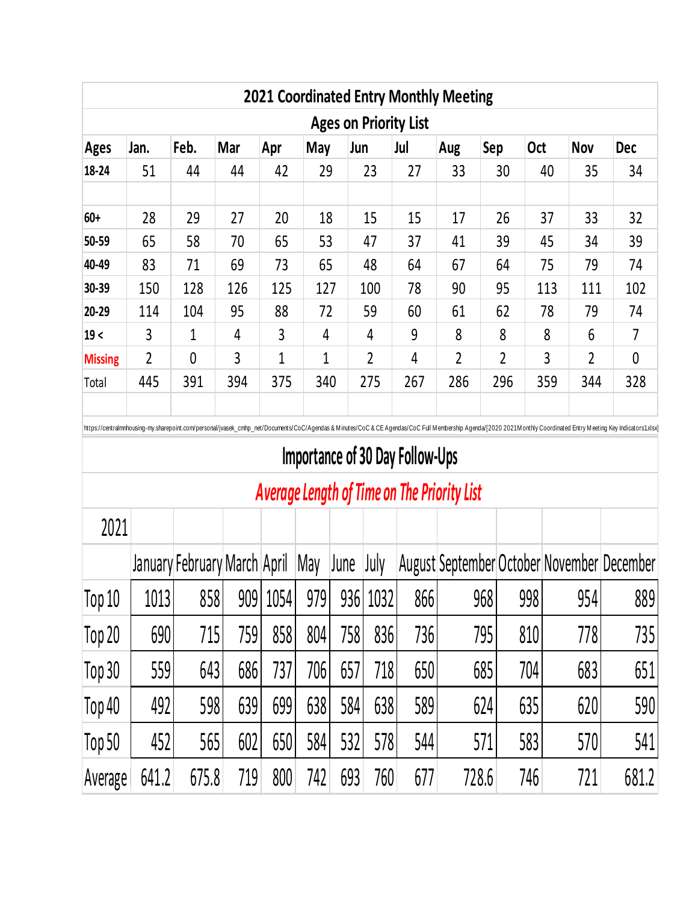## 2021 Coordinated Entry Monthly Meeting

### Ages on Priority List

| Ages | Jan. | Feb. | Mar | Apr | May | Jun | Jul | Aug | Sep | Oct | Nov | Dec |
|---|---|---|---|---|---|---|---|---|---|---|---|---|
| 18-24 | 51 | 44 | 44 | 42 | 29 | 23 | 27 | 33 | 30 | 40 | 35 | 34 |
| | | | | | | | | | | | | |
| 60+ | 28 | 29 | 27 | 20 | 18 | 15 | 15 | 17 | 26 | 37 | 33 | 32 |
| 50-59 | 65 | 58 | 70 | 65 | 53 | 47 | 37 | 41 | 39 | 45 | 34 | 39 |
| 40-49 | 83 | 71 | 69 | 73 | 65 | 48 | 64 | 67 | 64 | 75 | 79 | 74 |
| 30-39 | 150 | 128 | 126 | 125 | 127 | 100 | 78 | 90 | 95 | 113 | 111 | 102 |
| 20-29 | 114 | 104 | 95 | 88 | 72 | 59 | 60 | 61 | 62 | 78 | 79 | 74 |
| 19 < | 3 | 1 | 4 | 3 | 4 | 4 | 9 | 8 | 8 | 8 | 6 | 7 |
| Missing | 2 | 0 | 3 | 1 | 1 | 2 | 4 | 2 | 2 | 3 | 2 | 0 |
| Total | 445 | 391 | 394 | 375 | 340 | 275 | 267 | 286 | 296 | 359 | 344 | 328 |

https://centralmnhousing-my.sharepoint.com/personal/jvasek_cmhp_net/Documents/CoC/Agendas & Minutes/CoC & CE Agendas/CoC Full Membership Agenda/[2020 2021Monthly Coordinated Entry Meeting Key Indicators1xlsx]

## Importance of 30 Day Follow-Ups

### *Average Length of Time on The Priority List*

| 2021 | January | February | March | April | May | June | July | August | September | October | November | December |
|---|---|---|---|---|---|---|---|---|---|---|---|---|
| Top 10 | 1013 | 858 | 909 | 1054 | 979 | 936 | 1032 | 866 | 968 | 998 | 954 | 889 |
| Top 20 | 690 | 715 | 759 | 858 | 804 | 758 | 836 | 736 | 795 | 810 | 778 | 735 |
| Top 30 | 559 | 643 | 686 | 737 | 706 | 657 | 718 | 650 | 685 | 704 | 683 | 651 |
| Top 40 | 492 | 598 | 639 | 699 | 638 | 584 | 638 | 589 | 624 | 635 | 620 | 590 |
| Top 50 | 452 | 565 | 602 | 650 | 584 | 532 | 578 | 544 | 571 | 583 | 570 | 541 |
| Average | 641.2 | 675.8 | 719 | 800 | 742 | 693 | 760 | 677 | 728.6 | 746 | 721 | 681.2 |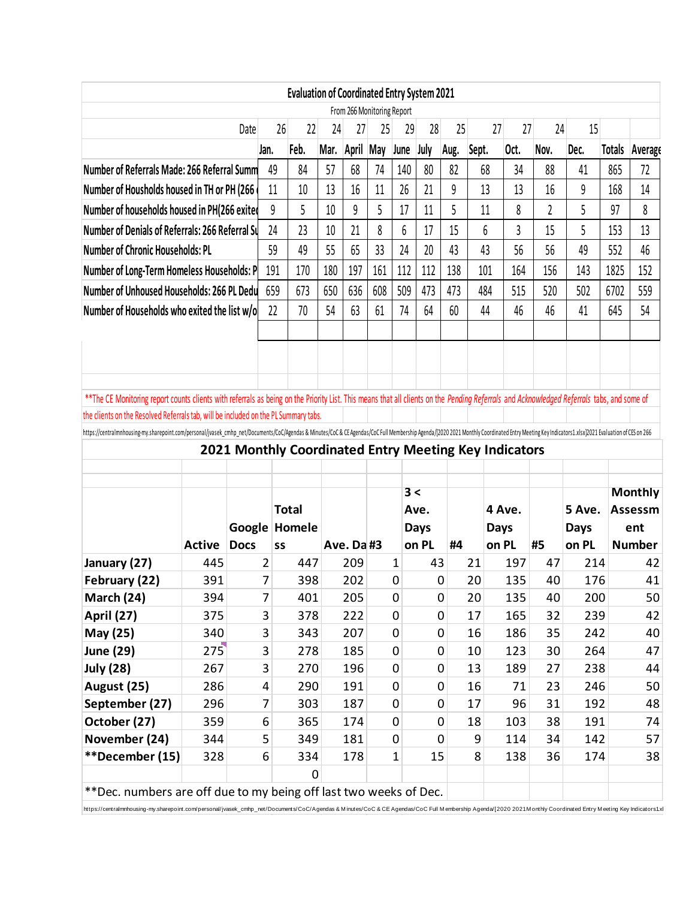## Evaluation of Coordinated Entry System 2021

From 266 Monitoring Report

| Date | 26 | 22 | 24 | 27 | 25 | 29 | 28 | 25 | 27 | 27 | 24 | 15 | | |
|---|---|---|---|---|---|---|---|---|---|---|---|---|---|---|
| | Jan. | Feb. | Mar. | April | May | June | July | Aug. | Sept. | Oct. | Nov. | Dec. | Totals | Average |
| Number of Referrals Made: 266 Referral Summ | 49 | 84 | 57 | 68 | 74 | 140 | 80 | 82 | 68 | 34 | 88 | 41 | 865 | 72 |
| Number of Housholds housed in TH or PH (266 | 11 | 10 | 13 | 16 | 11 | 26 | 21 | 9 | 13 | 13 | 16 | 9 | 168 | 14 |
| Number of households housed in PH(266 exite | 9 | 5 | 10 | 9 | 5 | 17 | 11 | 5 | 11 | 8 | 2 | 5 | 97 | 8 |
| Number of Denials of Referrals: 266 Referral Su | 24 | 23 | 10 | 21 | 8 | 6 | 17 | 15 | 6 | 3 | 15 | 5 | 153 | 13 |
| Number of Chronic Households: PL | 59 | 49 | 55 | 65 | 33 | 24 | 20 | 43 | 43 | 56 | 56 | 49 | 552 | 46 |
| Number of Long-Term Homeless Households: P | 191 | 170 | 180 | 197 | 161 | 112 | 112 | 138 | 101 | 164 | 156 | 143 | 1825 | 152 |
| Number of Unhoused Households: 266 PL Dedu | 659 | 673 | 650 | 636 | 608 | 509 | 473 | 473 | 484 | 515 | 520 | 502 | 6702 | 559 |
| Number of Households who exited the list w/o | 22 | 70 | 54 | 63 | 61 | 74 | 64 | 60 | 44 | 46 | 46 | 41 | 645 | 54 |

**The CE Monitoring report counts clients with referrals as being on the Priority List. This means that all clients on the *Pending Referrals* and *Acknowledged Referrals* tabs, and some of the clients on the Resolved Referrals tab, will be included on the PL Summary tabs.

https://centralmnhousing-my.sharepoint.com/personal/jvasek_cmhp_net/Documents/CoC/Agendas & Minutes/CoC & CE Agendas/CoC Full Membership Agenda/[2020 2021 Monthly Coordinated Entry Meeting Key Indicators1.xlsx]2021 Evaluation of CES on 266

## 2021 Monthly Coordinated Entry Meeting Key Indicators

| | Active | Google Docs | Total Homeless | Ave. Da | #3 | 3 < Ave. Days on PL | #4 | 4 Ave. Days on PL | #5 | 5 Ave. Days on PL | Monthly Assessment Number |
|---|---|---|---|---|---|---|---|---|---|---|---|
| January (27) | 445 | 2 | 447 | 209 | 1 | 43 | 21 | 197 | 47 | 214 | 42 |
| February (22) | 391 | 7 | 398 | 202 | 0 | 0 | 20 | 135 | 40 | 176 | 41 |
| March (24) | 394 | 7 | 401 | 205 | 0 | 0 | 20 | 135 | 40 | 200 | 50 |
| April (27) | 375 | 3 | 378 | 222 | 0 | 0 | 17 | 165 | 32 | 239 | 42 |
| May (25) | 340 | 3 | 343 | 207 | 0 | 0 | 16 | 186 | 35 | 242 | 40 |
| June (29) | 275 | 3 | 278 | 185 | 0 | 0 | 10 | 123 | 30 | 264 | 47 |
| July (28) | 267 | 3 | 270 | 196 | 0 | 0 | 13 | 189 | 27 | 238 | 44 |
| August (25) | 286 | 4 | 290 | 191 | 0 | 0 | 16 | 71 | 23 | 246 | 50 |
| September (27) | 296 | 7 | 303 | 187 | 0 | 0 | 17 | 96 | 31 | 192 | 48 |
| October (27) | 359 | 6 | 365 | 174 | 0 | 0 | 18 | 103 | 38 | 191 | 74 |
| November (24) | 344 | 5 | 349 | 181 | 0 | 0 | 9 | 114 | 34 | 142 | 57 |
| **December (15) | 328 | 6 | 334 | 178 | 1 | 15 | 8 | 138 | 36 | 174 | 38 |
| | | | 0 | | | | | | | | |

**Dec. numbers are off due to my being off last two weeks of Dec.

https://centralmnhousing-my.sharepoint.com/personal/jvasek_cmhp_net/Documents/CoC/Agendas & Minutes/CoC & CE Agendas/CoC Full Membership Agenda/[2020 2021Monthly Coordinated Entry Meeting Key Indicators1xl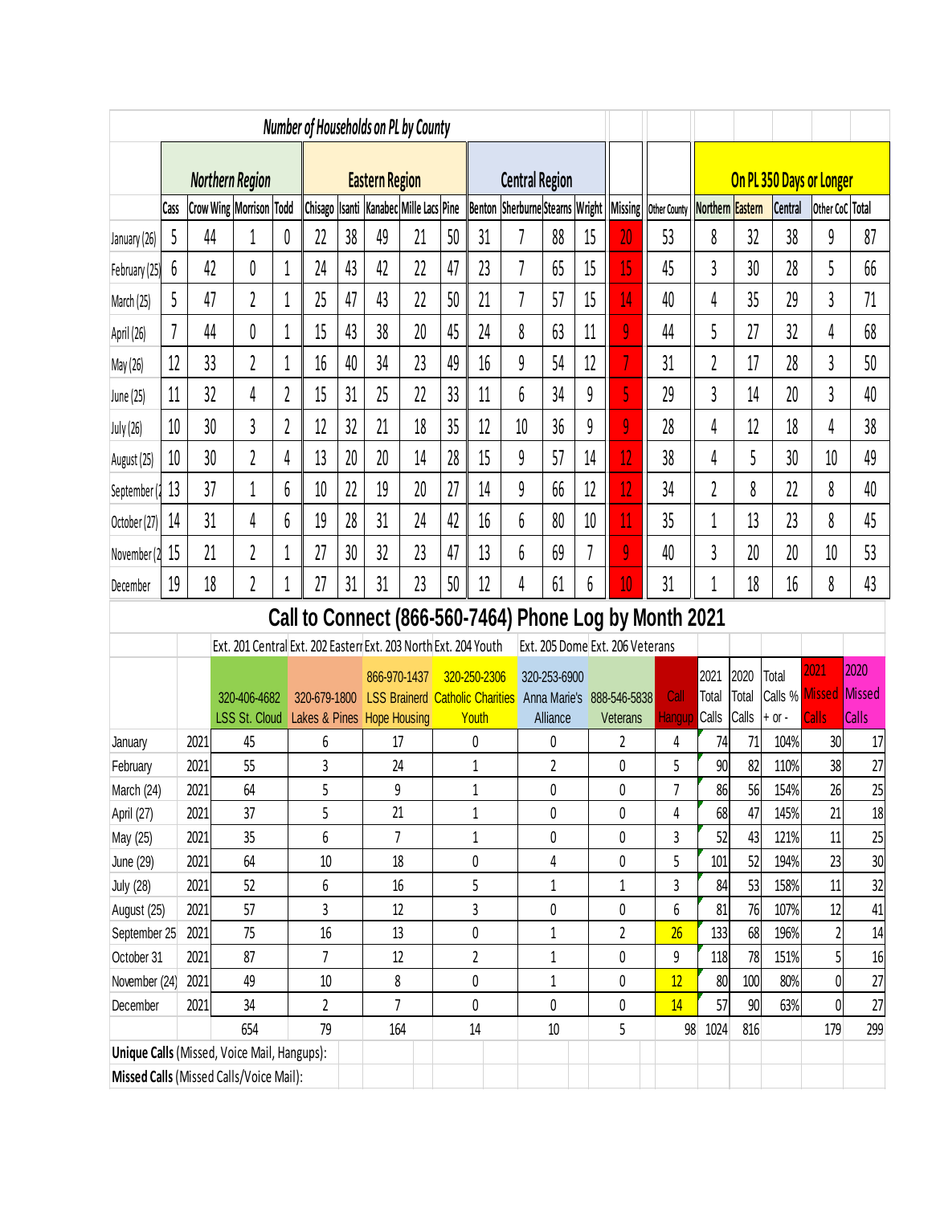## Number of Households on PL by County

| | Northern Region | | | | Eastern Region | | | | | Central Region | | | | | | On PL 350 Days or Longer | | | | |
|---|---|---|---|---|---|---|---|---|---|---|---|---|---|---|---|---|---|---|---|---|
| | Cass | Crow Wing | Morrison | Todd | Chisago | Isanti | Kanabec | Mille Lacs | Pine | Benton | Sherburne | Stearns | Wright | Missing | Other County | Northern | Eastern | Central | Other CoC | Total |
| January (26) | 5 | 44 | 1 | 0 | 22 | 38 | 49 | 21 | 50 | 31 | 7 | 88 | 15 | 20 | 53 | 8 | 32 | 38 | 9 | 87 |
| February (25) | 6 | 42 | 0 | 1 | 24 | 43 | 42 | 22 | 47 | 23 | 7 | 65 | 15 | 15 | 45 | 3 | 30 | 28 | 5 | 66 |
| March (25) | 5 | 47 | 2 | 1 | 25 | 47 | 43 | 22 | 50 | 21 | 7 | 57 | 15 | 14 | 40 | 4 | 35 | 29 | 3 | 71 |
| April (26) | 7 | 44 | 0 | 1 | 15 | 43 | 38 | 20 | 45 | 24 | 8 | 63 | 11 | 9 | 44 | 5 | 27 | 32 | 4 | 68 |
| May (26) | 12 | 33 | 2 | 1 | 16 | 40 | 34 | 23 | 49 | 16 | 9 | 54 | 12 | 7 | 31 | 2 | 17 | 28 | 3 | 50 |
| June (25) | 11 | 32 | 4 | 2 | 15 | 31 | 25 | 22 | 33 | 11 | 6 | 34 | 9 | 5 | 29 | 3 | 14 | 20 | 3 | 40 |
| July (26) | 10 | 30 | 3 | 2 | 12 | 32 | 21 | 18 | 35 | 12 | 10 | 36 | 9 | 9 | 28 | 4 | 12 | 18 | 4 | 38 |
| August (25) | 10 | 30 | 2 | 4 | 13 | 20 | 20 | 14 | 28 | 15 | 9 | 57 | 14 | 12 | 38 | 4 | 5 | 30 | 10 | 49 |
| September (2 | 13 | 37 | 1 | 6 | 10 | 22 | 19 | 20 | 27 | 14 | 9 | 66 | 12 | 12 | 34 | 2 | 8 | 22 | 8 | 40 |
| October (27) | 14 | 31 | 4 | 6 | 19 | 28 | 31 | 24 | 42 | 16 | 6 | 80 | 10 | 11 | 35 | 1 | 13 | 23 | 8 | 45 |
| November (2 | 15 | 21 | 2 | 1 | 27 | 30 | 32 | 23 | 47 | 13 | 6 | 69 | 7 | 9 | 40 | 3 | 20 | 20 | 10 | 53 |
| December | 19 | 18 | 2 | 1 | 27 | 31 | 31 | 23 | 50 | 12 | 4 | 61 | 6 | 10 | 31 | 1 | 18 | 16 | 8 | 43 |

## Call to Connect (866-560-7464) Phone Log by Month 2021

| | | Ext. 201 Central | Ext. 202 Eastern | Ext. 203 North | Ext. 204 Youth | Ext. 205 Dome | Ext. 206 Veterans | | | | | | |
|---|---|---|---|---|---|---|---|---|---|---|---|---|---|
| | | 320-406-4682 LSS St. Cloud | 320-679-1800 Lakes & Pines | 866-970-1437 LSS Brainerd Hope Housing | 320-250-2306 Catholic Charities Youth | 320-253-6900 Anna Marie's Alliance | 888-546-5838 Veterans | Call Hangup | 2021 Total Calls | 2020 Total Calls | Total Calls % + or - | 2021 Missed Calls | 2020 Missed Calls |
| January | 2021 | 45 | 6 | 17 | 0 | 0 | 2 | 4 | 74 | 71 | 104% | 30 | 17 |
| February | 2021 | 55 | 3 | 24 | 1 | 2 | 0 | 5 | 90 | 82 | 110% | 38 | 27 |
| March (24) | 2021 | 64 | 5 | 9 | 1 | 0 | 0 | 7 | 86 | 56 | 154% | 26 | 25 |
| April (27) | 2021 | 37 | 5 | 21 | 1 | 0 | 0 | 4 | 68 | 47 | 145% | 21 | 18 |
| May (25) | 2021 | 35 | 6 | 7 | 1 | 0 | 0 | 3 | 52 | 43 | 121% | 11 | 25 |
| June (29) | 2021 | 64 | 10 | 18 | 0 | 4 | 0 | 5 | 101 | 52 | 194% | 23 | 30 |
| July (28) | 2021 | 52 | 6 | 16 | 5 | 1 | 1 | 3 | 84 | 53 | 158% | 11 | 32 |
| August (25) | 2021 | 57 | 3 | 12 | 3 | 0 | 0 | 6 | 81 | 76 | 107% | 12 | 41 |
| September 25 | 2021 | 75 | 16 | 13 | 0 | 1 | 2 | 26 | 133 | 68 | 196% | 2 | 14 |
| October 31 | 2021 | 87 | 7 | 12 | 2 | 1 | 0 | 9 | 118 | 78 | 151% | 5 | 16 |
| November (24) | 2021 | 49 | 10 | 8 | 0 | 1 | 0 | 12 | 80 | 100 | 80% | 0 | 27 |
| December | 2021 | 34 | 2 | 7 | 0 | 0 | 0 | 14 | 57 | 90 | 63% | 0 | 27 |
| | | 654 | 79 | 164 | 14 | 10 | 5 | 98 | 1024 | 816 | | 179 | 299 |

**Unique Calls** (Missed, Voice Mail, Hangups):

**Missed Calls** (Missed Calls/Voice Mail):